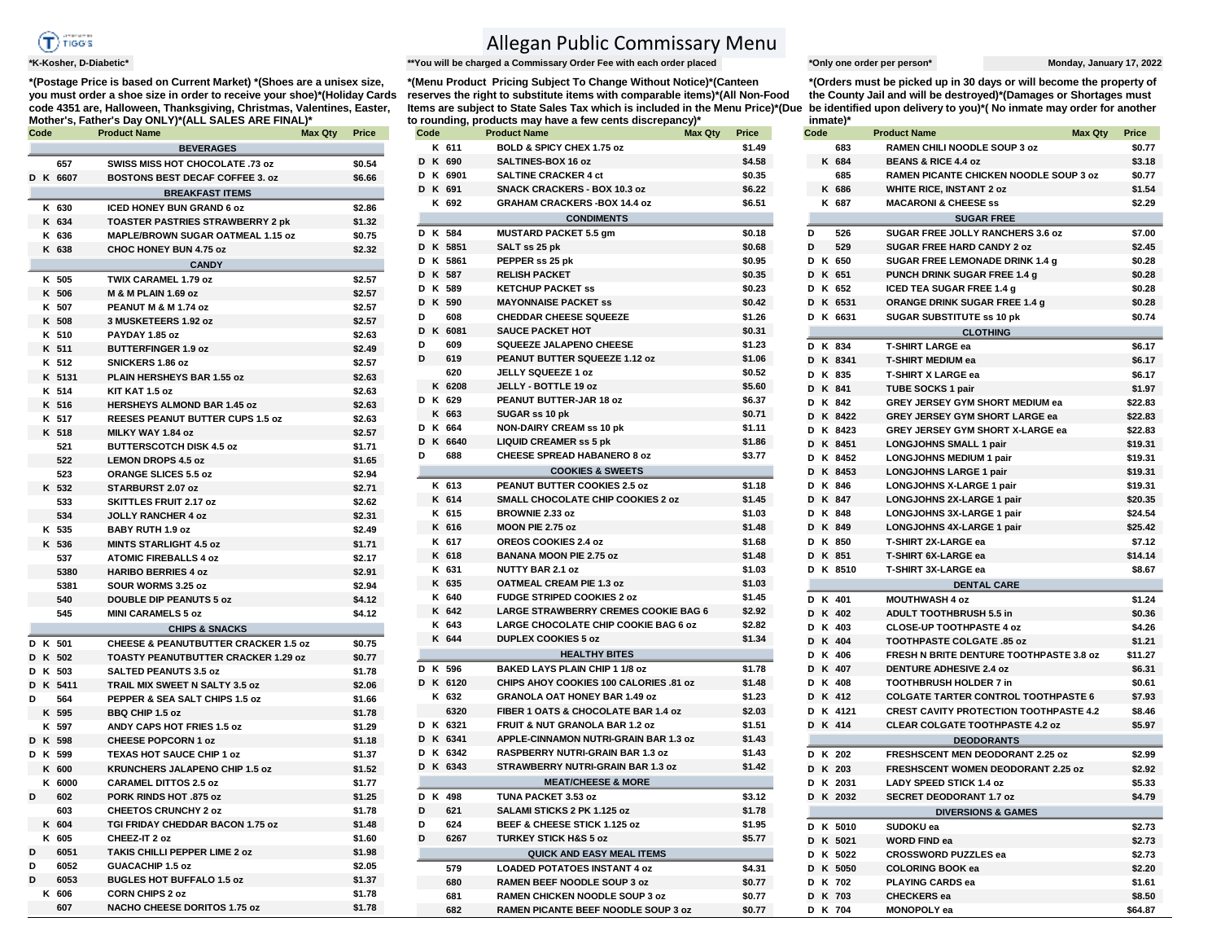# Allegan Public Commissary Menu

*K-Kosher, D-Diabetic*

**You will be charged a Commissary Order Fee with each order placed

*Only one order per person*

Monday, January 17, 2022

*(Postage Price is based on Current Market) *(Shoes are a unisex size, you must order a shoe size in order to receive your shoe)*(Holiday Cards code 4351 are, Halloween, Thanksgiving, Christmas, Valentines, Easter, Mother's, Father's Day ONLY)*(ALL SALES ARE FINAL)*

*(Menu Product Pricing Subject To Change Without Notice)*(Canteen reserves the right to substitute items with comparable items)*(All Non-Food Items are subject to State Sales Tax which is included in the Menu Price)*(Due to rounding, products may have a few cents discrepancy)*

*(Orders must be picked up in 30 days or will become the property of the County Jail and will be destroyed)*(Damages or Shortages must be identified upon delivery to you)*( No inmate may order for another inmate)*

| Code | | | Product Name | Max Qty | Price |
|---|---|---|---|---|---|
| **BEVERAGES** | | | | | |
| | | 657 | SWISS MISS HOT CHOCOLATE .73 oz | | $0.54 |
| D | K | 6607 | BOSTONS BEST DECAF COFFEE 3. oz | | $6.66 |
| **BREAKFAST ITEMS** | | | | | |
| | K | 630 | ICED HONEY BUN GRAND 6 oz | | $2.86 |
| | K | 634 | TOASTER PASTRIES STRAWBERRY 2 pk | | $1.32 |
| | K | 636 | MAPLE/BROWN SUGAR OATMEAL 1.15 oz | | $0.75 |
| | K | 638 | CHOC HONEY BUN 4.75 oz | | $2.32 |
| **CANDY** | | | | | |
| | K | 505 | TWIX CARAMEL 1.79 oz | | $2.57 |
| | K | 506 | M & M PLAIN 1.69 oz | | $2.57 |
| | K | 507 | PEANUT M & M 1.74 oz | | $2.57 |
| | K | 508 | 3 MUSKETEERS 1.92 oz | | $2.57 |
| | K | 510 | PAYDAY 1.85 oz | | $2.63 |
| | K | 511 | BUTTERFINGER 1.9 oz | | $2.49 |
| | K | 512 | SNICKERS 1.86 oz | | $2.57 |
| | K | 5131 | PLAIN HERSHEYS BAR 1.55 oz | | $2.63 |
| | K | 514 | KIT KAT 1.5 oz | | $2.63 |
| | K | 516 | HERSHEYS ALMOND BAR 1.45 oz | | $2.63 |
| | K | 517 | REESES PEANUT BUTTER CUPS 1.5 oz | | $2.63 |
| | K | 518 | MILKY WAY 1.84 oz | | $2.57 |
| | | 521 | BUTTERSCOTCH DISK 4.5 oz | | $1.71 |
| | | 522 | LEMON DROPS 4.5 oz | | $1.65 |
| | | 523 | ORANGE SLICES 5.5 oz | | $2.94 |
| | K | 532 | STARBURST 2.07 oz | | $2.71 |
| | | 533 | SKITTLES FRUIT 2.17 oz | | $2.62 |
| | | 534 | JOLLY RANCHER 4 oz | | $2.31 |
| | K | 535 | BABY RUTH 1.9 oz | | $2.49 |
| | K | 536 | MINTS STARLIGHT 4.5 oz | | $1.71 |
| | | 537 | ATOMIC FIREBALLS 4 oz | | $2.17 |
| | | 5380 | HARIBO BERRIES 4 oz | | $2.91 |
| | | 5381 | SOUR WORMS 3.25 oz | | $2.94 |
| | | 540 | DOUBLE DIP PEANUTS 5 oz | | $4.12 |
| | | 545 | MINI CARAMELS 5 oz | | $4.12 |
| **CHIPS & SNACKS** | | | | | |
| D | K | 501 | CHEESE & PEANUTBUTTER CRACKER 1.5 oz | | $0.75 |
| D | K | 502 | TOASTY PEANUTBUTTER CRACKER 1.29 oz | | $0.77 |
| D | K | 503 | SALTED PEANUTS 3.5 oz | | $1.78 |
| D | K | 5411 | TRAIL MIX SWEET N SALTY 3.5 oz | | $2.06 |
| D | | 564 | PEPPER & SEA SALT CHIPS 1.5 oz | | $1.66 |
| | K | 595 | BBQ CHIP 1.5 oz | | $1.78 |
| | K | 597 | ANDY CAPS HOT FRIES 1.5 oz | | $1.29 |
| D | K | 598 | CHEESE POPCORN 1 oz | | $1.18 |
| D | K | 599 | TEXAS HOT SAUCE CHIP 1 oz | | $1.37 |
| | K | 600 | KRUNCHERS JALAPENO CHIP 1.5 oz | | $1.52 |
| | K | 6000 | CARAMEL DITTOS 2.5 oz | | $1.77 |
| D | | 602 | PORK RINDS HOT .875 oz | | $1.25 |
| | | 603 | CHEETOS CRUNCHY 2 oz | | $1.78 |
| | K | 604 | TGI FRIDAY CHEDDAR BACON 1.75 oz | | $1.48 |
| | K | 605 | CHEEZ-IT 2 oz | | $1.60 |
| D | | 6051 | TAKIS CHILLI PEPPER LIME 2 oz | | $1.98 |
| D | | 6052 | GUACACHIP 1.5 oz | | $2.05 |
| D | | 6053 | BUGLES HOT BUFFALO 1.5 oz | | $1.37 |
| | K | 606 | CORN CHIPS 2 oz | | $1.78 |
| | | 607 | NACHO CHEESE DORITOS 1.75 oz | | $1.78 |
| | K | 611 | BOLD & SPICY CHEX 1.75 oz | | $1.49 |
| D | K | 690 | SALTINES-BOX 16 oz | | $4.58 |
| D | K | 6901 | SALTINE CRACKER 4 ct | | $0.35 |
| D | K | 691 | SNACK CRACKERS - BOX 10.3 oz | | $6.22 |
| | K | 692 | GRAHAM CRACKERS -BOX 14.4 oz | | $6.51 |
| **CONDIMENTS** | | | | | |
| D | K | 584 | MUSTARD PACKET 5.5 gm | | $0.18 |
| D | K | 5851 | SALT ss 25 pk | | $0.68 |
| D | K | 5861 | PEPPER ss 25 pk | | $0.95 |
| D | K | 587 | RELISH PACKET | | $0.35 |
| D | K | 589 | KETCHUP PACKET ss | | $0.23 |
| D | K | 590 | MAYONNAISE PACKET ss | | $0.42 |
| D | | 608 | CHEDDAR CHEESE SQUEEZE | | $1.26 |
| D | K | 6081 | SAUCE PACKET HOT | | $0.31 |
| D | | 609 | SQUEEZE JALAPENO CHEESE | | $1.23 |
| D | | 619 | PEANUT BUTTER SQUEEZE 1.12 oz | | $1.06 |
| | | 620 | JELLY SQUEEZE 1 oz | | $0.52 |
| | K | 6208 | JELLY - BOTTLE 19 oz | | $5.60 |
| D | K | 629 | PEANUT BUTTER-JAR 18 oz | | $6.37 |
| | K | 663 | SUGAR ss 10 pk | | $0.71 |
| D | K | 664 | NON-DAIRY CREAM ss 10 pk | | $1.11 |
| D | K | 6640 | LIQUID CREAMER ss 5 pk | | $1.86 |
| D | | 688 | CHEESE SPREAD HABANERO 8 oz | | $3.77 |
| **COOKIES & SWEETS** | | | | | |
| | K | 613 | PEANUT BUTTER COOKIES 2.5 oz | | $1.18 |
| | K | 614 | SMALL CHOCOLATE CHIP COOKIES 2 oz | | $1.45 |
| | K | 615 | BROWNIE 2.33 oz | | $1.03 |
| | K | 616 | MOON PIE 2.75 oz | | $1.48 |
| | K | 617 | OREOS COOKIES 2.4 oz | | $1.68 |
| | K | 618 | BANANA MOON PIE 2.75 oz | | $1.48 |
| | K | 631 | NUTTY BAR 2.1 oz | | $1.03 |
| | K | 635 | OATMEAL CREAM PIE 1.3 oz | | $1.03 |
| | K | 640 | FUDGE STRIPED COOKIES 2 oz | | $1.45 |
| | K | 642 | LARGE STRAWBERRY CREMES COOKIE BAG 6 | | $2.92 |
| | K | 643 | LARGE CHOCOLATE CHIP COOKIE BAG 6 oz | | $2.82 |
| | K | 644 | DUPLEX COOKIES 5 oz | | $1.34 |
| **HEALTHY BITES** | | | | | |
| D | K | 596 | BAKED LAYS PLAIN CHIP 1 1/8 oz | | $1.78 |
| D | K | 6120 | CHIPS AHOY COOKIES 100 CALORIES .81 oz | | $1.48 |
| | K | 632 | GRANOLA OAT HONEY BAR 1.49 oz | | $1.23 |
| | | 6320 | FIBER 1 OATS & CHOCOLATE BAR 1.4 oz | | $2.03 |
| D | K | 6321 | FRUIT & NUT GRANOLA BAR 1.2 oz | | $1.51 |
| D | K | 6341 | APPLE-CINNAMON NUTRI-GRAIN BAR 1.3 oz | | $1.43 |
| D | K | 6342 | RASPBERRY NUTRI-GRAIN BAR 1.3 oz | | $1.43 |
| D | K | 6343 | STRAWBERRY NUTRI-GRAIN BAR 1.3 oz | | $1.42 |
| **MEAT/CHEESE & MORE** | | | | | |
| D | K | 498 | TUNA PACKET 3.53 oz | | $3.12 |
| D | | 621 | SALAMI STICKS 2 PK 1.125 oz | | $1.78 |
| D | | 624 | BEEF & CHEESE STICK 1.125 oz | | $1.95 |
| D | | 6267 | TURKEY STICK H&S 5 oz | | $5.77 |
| **QUICK AND EASY MEAL ITEMS** | | | | | |
| | | 579 | LOADED POTATOES INSTANT 4 oz | | $4.31 |
| | | 680 | RAMEN BEEF NOODLE SOUP 3 oz | | $0.77 |
| | | 681 | RAMEN CHICKEN NOODLE SOUP 3 oz | | $0.77 |
| | | 682 | RAMEN PICANTE BEEF NOODLE SOUP 3 oz | | $0.77 |
| | | 683 | RAMEN CHILI NOODLE SOUP 3 oz | | $0.77 |
| | K | 684 | BEANS & RICE 4.4 oz | | $3.18 |
| | | 685 | RAMEN PICANTE CHICKEN NOODLE SOUP 3 oz | | $0.77 |
| | K | 686 | WHITE RICE, INSTANT 2 oz | | $1.54 |
| | K | 687 | MACARONI & CHEESE ss | | $2.29 |
| **SUGAR FREE** | | | | | |
| D | | 526 | SUGAR FREE JOLLY RANCHERS 3.6 oz | | $7.00 |
| D | | 529 | SUGAR FREE HARD CANDY 2 oz | | $2.45 |
| D | K | 650 | SUGAR FREE LEMONADE DRINK 1.4 g | | $0.28 |
| D | K | 651 | PUNCH DRINK SUGAR FREE 1.4 g | | $0.28 |
| D | K | 652 | ICED TEA SUGAR FREE 1.4 g | | $0.28 |
| D | K | 6531 | ORANGE DRINK SUGAR FREE 1.4 g | | $0.28 |
| D | K | 6631 | SUGAR SUBSTITUTE ss 10 pk | | $0.74 |
| **CLOTHING** | | | | | |
| D | K | 834 | T-SHIRT LARGE ea | | $6.17 |
| D | K | 8341 | T-SHIRT MEDIUM ea | | $6.17 |
| D | K | 835 | T-SHIRT X LARGE ea | | $6.17 |
| D | K | 841 | TUBE SOCKS 1 pair | | $1.97 |
| D | K | 842 | GREY JERSEY GYM SHORT MEDIUM ea | | $22.83 |
| D | K | 8422 | GREY JERSEY GYM SHORT LARGE ea | | $22.83 |
| D | K | 8423 | GREY JERSEY GYM SHORT X-LARGE ea | | $22.83 |
| D | K | 8451 | LONGJOHNS SMALL 1 pair | | $19.31 |
| D | K | 8452 | LONGJOHNS MEDIUM 1 pair | | $19.31 |
| D | K | 8453 | LONGJOHNS LARGE 1 pair | | $19.31 |
| D | K | 846 | LONGJOHNS X-LARGE 1 pair | | $19.31 |
| D | K | 847 | LONGJOHNS 2X-LARGE 1 pair | | $20.35 |
| D | K | 848 | LONGJOHNS 3X-LARGE 1 pair | | $24.54 |
| D | K | 849 | LONGJOHNS 4X-LARGE 1 pair | | $25.42 |
| D | K | 850 | T-SHIRT 2X-LARGE ea | | $7.12 |
| D | K | 851 | T-SHIRT 6X-LARGE ea | | $14.14 |
| D | K | 8510 | T-SHIRT 3X-LARGE ea | | $8.67 |
| **DENTAL CARE** | | | | | |
| D | K | 401 | MOUTHWASH 4 oz | | $1.24 |
| D | K | 402 | ADULT TOOTHBRUSH 5.5 in | | $0.36 |
| D | K | 403 | CLOSE-UP TOOTHPASTE 4 oz | | $4.26 |
| D | K | 404 | TOOTHPASTE COLGATE .85 oz | | $1.21 |
| D | K | 406 | FRESH N BRITE DENTURE TOOTHPASTE 3.8 oz | | $11.27 |
| D | K | 407 | DENTURE ADHESIVE 2.4 oz | | $6.31 |
| D | K | 408 | TOOTHBRUSH HOLDER 7 in | | $0.61 |
| D | K | 412 | COLGATE TARTER CONTROL TOOTHPASTE 6 | | $7.93 |
| D | K | 4121 | CREST CAVITY PROTECTION TOOTHPASTE 4.2 | | $8.46 |
| D | K | 414 | CLEAR COLGATE TOOTHPASTE 4.2 oz | | $5.97 |
| **DEODORANTS** | | | | | |
| D | K | 202 | FRESHSCENT MEN DEODORANT 2.25 oz | | $2.99 |
| D | K | 203 | FRESHSCENT WOMEN DEODORANT 2.25 oz | | $2.92 |
| D | K | 2031 | LADY SPEED STICK 1.4 oz | | $5.33 |
| D | K | 2032 | SECRET DEODORANT 1.7 oz | | $4.79 |
| **DIVERSIONS & GAMES** | | | | | |
| D | K | 5010 | SUDOKU ea | | $2.73 |
| D | K | 5021 | WORD FIND ea | | $2.73 |
| D | K | 5022 | CROSSWORD PUZZLES ea | | $2.73 |
| D | K | 5050 | COLORING BOOK ea | | $2.20 |
| D | K | 702 | PLAYING CARDS ea | | $1.61 |
| D | K | 703 | CHECKERS ea | | $8.50 |
| D | K | 704 | MONOPOLY ea | | $64.87 |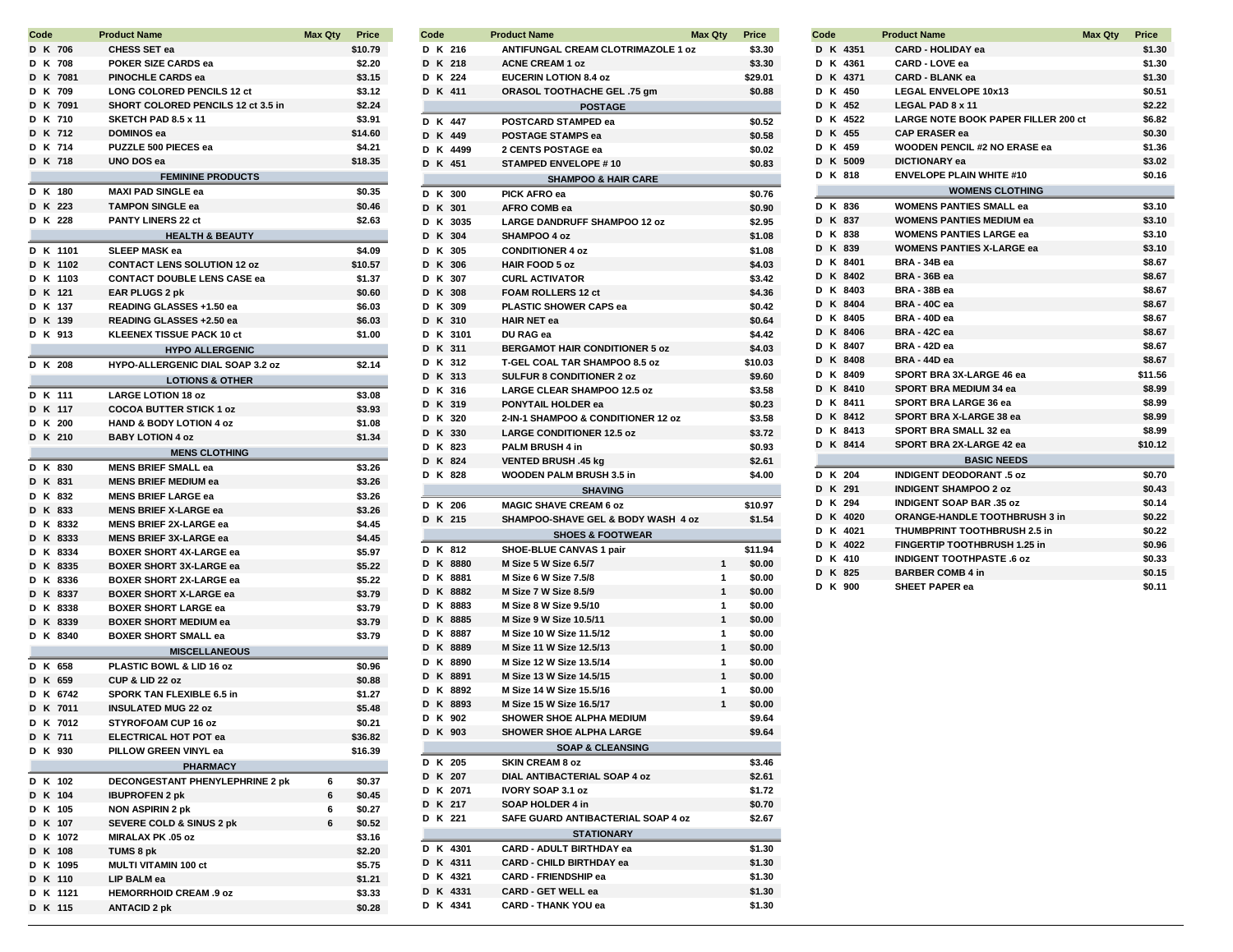| Code | Product Name | Max Qty | Price |
|---|---|---|---|
| D K 706 | CHESS SET ea | | $10.79 |
| D K 708 | POKER SIZE CARDS ea | | $2.20 |
| D K 7081 | PINOCHLE CARDS ea | | $3.15 |
| D K 709 | LONG COLORED PENCILS 12 ct | | $3.12 |
| D K 7091 | SHORT COLORED PENCILS 12 ct 3.5 in | | $2.24 |
| D K 710 | SKETCH PAD 8.5 x 11 | | $3.91 |
| D K 712 | DOMINOS ea | | $14.60 |
| D K 714 | PUZZLE 500 PIECES ea | | $4.21 |
| D K 718 | UNO DOS ea | | $18.35 |
| | **FEMININE PRODUCTS** | | |
| D K 180 | MAXI PAD SINGLE ea | | $0.35 |
| D K 223 | TAMPON SINGLE ea | | $0.46 |
| D K 228 | PANTY LINERS 22 ct | | $2.63 |
| | **HEALTH & BEAUTY** | | |
| D K 1101 | SLEEP MASK ea | | $4.09 |
| D K 1102 | CONTACT LENS SOLUTION 12 oz | | $10.57 |
| D K 1103 | CONTACT DOUBLE LENS CASE ea | | $1.37 |
| D K 121 | EAR PLUGS 2 pk | | $0.60 |
| D K 137 | READING GLASSES +1.50 ea | | $6.03 |
| D K 139 | READING GLASSES +2.50 ea | | $6.03 |
| D K 913 | KLEENEX TISSUE PACK 10 ct | | $1.00 |
| | **HYPO ALLERGENIC** | | |
| D K 208 | HYPO-ALLERGENIC DIAL SOAP 3.2 oz | | $2.14 |
| | **LOTIONS & OTHER** | | |
| D K 111 | LARGE LOTION 18 oz | | $3.08 |
| D K 117 | COCOA BUTTER STICK 1 oz | | $3.93 |
| D K 200 | HAND & BODY LOTION 4 oz | | $1.08 |
| D K 210 | BABY LOTION 4 oz | | $1.34 |
| | **MENS CLOTHING** | | |
| D K 830 | MENS BRIEF SMALL ea | | $3.26 |
| D K 831 | MENS BRIEF MEDIUM ea | | $3.26 |
| D K 832 | MENS BRIEF LARGE ea | | $3.26 |
| D K 833 | MENS BRIEF X-LARGE ea | | $3.26 |
| D K 8332 | MENS BRIEF 2X-LARGE ea | | $4.45 |
| D K 8333 | MENS BRIEF 3X-LARGE ea | | $4.45 |
| D K 8334 | BOXER SHORT 4X-LARGE ea | | $5.97 |
| D K 8335 | BOXER SHORT 3X-LARGE ea | | $5.22 |
| D K 8336 | BOXER SHORT 2X-LARGE ea | | $5.22 |
| D K 8337 | BOXER SHORT X-LARGE ea | | $3.79 |
| D K 8338 | BOXER SHORT LARGE ea | | $3.79 |
| D K 8339 | BOXER SHORT MEDIUM ea | | $3.79 |
| D K 8340 | BOXER SHORT SMALL ea | | $3.79 |
| | **MISCELLANEOUS** | | |
| D K 658 | PLASTIC BOWL & LID 16 oz | | $0.96 |
| D K 659 | CUP & LID 22 oz | | $0.88 |
| D K 6742 | SPORK TAN FLEXIBLE 6.5 in | | $1.27 |
| D K 7011 | INSULATED MUG 22 oz | | $5.48 |
| D K 7012 | STYROFOAM CUP 16 oz | | $0.21 |
| D K 711 | ELECTRICAL HOT POT ea | | $36.82 |
| D K 930 | PILLOW GREEN VINYL ea | | $16.39 |
| | **PHARMACY** | | |
| D K 102 | DECONGESTANT PHENYLEPHRINE 2 pk | 6 | $0.37 |
| D K 104 | IBUPROFEN 2 pk | 6 | $0.45 |
| D K 105 | NON ASPIRIN 2 pk | 6 | $0.27 |
| D K 107 | SEVERE COLD & SINUS 2 pk | 6 | $0.52 |
| D K 1072 | MIRALAX PK .05 oz | | $3.16 |
| D K 108 | TUMS 8 pk | | $2.20 |
| D K 1095 | MULTI VITAMIN 100 ct | | $5.75 |
| D K 110 | LIP BALM ea | | $1.21 |
| D K 1121 | HEMORRHOID CREAM .9 oz | | $3.33 |
| D K 115 | ANTACID 2 pk | | $0.28 |
| D K 216 | ANTIFUNGAL CREAM CLOTRIMAZOLE 1 oz | | $3.30 |
| D K 218 | ACNE CREAM 1 oz | | $3.30 |
| D K 224 | EUCERIN LOTION 8.4 oz | | $29.01 |
| D K 411 | ORASOL TOOTHACHE GEL .75 gm | | $0.88 |
| | **POSTAGE** | | |
| D K 447 | POSTCARD STAMPED ea | | $0.52 |
| D K 449 | POSTAGE STAMPS ea | | $0.58 |
| D K 4499 | 2 CENTS POSTAGE ea | | $0.02 |
| D K 451 | STAMPED ENVELOPE # 10 | | $0.83 |
| | **SHAMPOO & HAIR CARE** | | |
| D K 300 | PICK AFRO ea | | $0.76 |
| D K 301 | AFRO COMB ea | | $0.90 |
| D K 3035 | LARGE DANDRUFF SHAMPOO 12 oz | | $2.95 |
| D K 304 | SHAMPOO 4 oz | | $1.08 |
| D K 305 | CONDITIONER 4 oz | | $1.08 |
| D K 306 | HAIR FOOD 5 oz | | $4.03 |
| D K 307 | CURL ACTIVATOR | | $3.42 |
| D K 308 | FOAM ROLLERS 12 ct | | $4.36 |
| D K 309 | PLASTIC SHOWER CAPS ea | | $0.42 |
| D K 310 | HAIR NET ea | | $0.64 |
| D K 3101 | DU RAG ea | | $4.42 |
| D K 311 | BERGAMOT HAIR CONDITIONER 5 oz | | $4.03 |
| D K 312 | T-GEL COAL TAR SHAMPOO 8.5 oz | | $10.03 |
| D K 313 | SULFUR 8 CONDITIONER 2 oz | | $9.60 |
| D K 316 | LARGE CLEAR SHAMPOO 12.5 oz | | $3.58 |
| D K 319 | PONYTAIL HOLDER ea | | $0.23 |
| D K 320 | 2-IN-1 SHAMPOO & CONDITIONER 12 oz | | $3.58 |
| D K 330 | LARGE CONDITIONER 12.5 oz | | $3.72 |
| D K 823 | PALM BRUSH 4 in | | $0.93 |
| D K 824 | VENTED BRUSH .45 kg | | $2.61 |
| D K 828 | WOODEN PALM BRUSH 3.5 in | | $4.00 |
| | **SHAVING** | | |
| D K 206 | MAGIC SHAVE CREAM 6 oz | | $10.97 |
| D K 215 | SHAMPOO-SHAVE GEL & BODY WASH 4 oz | | $1.54 |
| | **SHOES & FOOTWEAR** | | |
| D K 812 | SHOE-BLUE CANVAS 1 pair | | $11.94 |
| D K 8880 | M Size 5 W Size 6.5/7 | 1 | $0.00 |
| D K 8881 | M Size 6 W Size 7.5/8 | 1 | $0.00 |
| D K 8882 | M Size 7 W Size 8.5/9 | 1 | $0.00 |
| D K 8883 | M Size 8 W Size 9.5/10 | 1 | $0.00 |
| D K 8885 | M Size 9 W Size 10.5/11 | 1 | $0.00 |
| D K 8887 | M Size 10 W Size 11.5/12 | 1 | $0.00 |
| D K 8889 | M Size 11 W Size 12.5/13 | 1 | $0.00 |
| D K 8890 | M Size 12 W Size 13.5/14 | 1 | $0.00 |
| D K 8891 | M Size 13 W Size 14.5/15 | 1 | $0.00 |
| D K 8892 | M Size 14 W Size 15.5/16 | 1 | $0.00 |
| D K 8893 | M Size 15 W Size 16.5/17 | 1 | $0.00 |
| D K 902 | SHOWER SHOE ALPHA MEDIUM | | $9.64 |
| D K 903 | SHOWER SHOE ALPHA LARGE | | $9.64 |
| | **SOAP & CLEANSING** | | |
| D K 205 | SKIN CREAM 8 oz | | $3.46 |
| D K 207 | DIAL ANTIBACTERIAL SOAP 4 oz | | $2.61 |
| D K 2071 | IVORY SOAP 3.1 oz | | $1.72 |
| D K 217 | SOAP HOLDER 4 in | | $0.70 |
| D K 221 | SAFE GUARD ANTIBACTERIAL SOAP 4 oz | | $2.67 |
| | **STATIONARY** | | |
| D K 4301 | CARD - ADULT BIRTHDAY ea | | $1.30 |
| D K 4311 | CARD - CHILD BIRTHDAY ea | | $1.30 |
| D K 4321 | CARD - FRIENDSHIP ea | | $1.30 |
| D K 4331 | CARD - GET WELL ea | | $1.30 |
| D K 4341 | CARD - THANK YOU ea | | $1.30 |
| D K 4351 | CARD - HOLIDAY ea | | $1.30 |
| D K 4361 | CARD - LOVE ea | | $1.30 |
| D K 4371 | CARD - BLANK ea | | $1.30 |
| D K 450 | LEGAL ENVELOPE 10x13 | | $0.51 |
| D K 452 | LEGAL PAD 8 x 11 | | $2.22 |
| D K 4522 | LARGE NOTE BOOK PAPER FILLER 200 ct | | $6.82 |
| D K 455 | CAP ERASER ea | | $0.30 |
| D K 459 | WOODEN PENCIL #2 NO ERASE ea | | $1.36 |
| D K 5009 | DICTIONARY ea | | $3.02 |
| D K 818 | ENVELOPE PLAIN WHITE #10 | | $0.16 |
| | **WOMENS CLOTHING** | | |
| D K 836 | WOMENS PANTIES SMALL ea | | $3.10 |
| D K 837 | WOMENS PANTIES MEDIUM ea | | $3.10 |
| D K 838 | WOMENS PANTIES LARGE ea | | $3.10 |
| D K 839 | WOMENS PANTIES X-LARGE ea | | $3.10 |
| D K 8401 | BRA - 34B ea | | $8.67 |
| D K 8402 | BRA - 36B ea | | $8.67 |
| D K 8403 | BRA - 38B ea | | $8.67 |
| D K 8404 | BRA - 40C ea | | $8.67 |
| D K 8405 | BRA - 40D ea | | $8.67 |
| D K 8406 | BRA - 42C ea | | $8.67 |
| D K 8407 | BRA - 42D ea | | $8.67 |
| D K 8408 | BRA - 44D ea | | $8.67 |
| D K 8409 | SPORT BRA 3X-LARGE 46 ea | | $11.56 |
| D K 8410 | SPORT BRA MEDIUM 34 ea | | $8.99 |
| D K 8411 | SPORT BRA LARGE 36 ea | | $8.99 |
| D K 8412 | SPORT BRA X-LARGE 38 ea | | $8.99 |
| D K 8413 | SPORT BRA SMALL 32 ea | | $8.99 |
| D K 8414 | SPORT BRA 2X-LARGE 42 ea | | $10.12 |
| | **BASIC NEEDS** | | |
| D K 204 | INDIGENT DEODORANT .5 oz | | $0.70 |
| D K 291 | INDIGENT SHAMPOO 2 oz | | $0.43 |
| D K 294 | INDIGENT SOAP BAR .35 oz | | $0.14 |
| D K 4020 | ORANGE-HANDLE TOOTHBRUSH 3 in | | $0.22 |
| D K 4021 | THUMBPRINT TOOTHBRUSH 2.5 in | | $0.22 |
| D K 4022 | FINGERTIP TOOTHBRUSH 1.25 in | | $0.96 |
| D K 410 | INDIGENT TOOTHPASTE .6 oz | | $0.33 |
| D K 825 | BARBER COMB 4 in | | $0.15 |
| D K 900 | SHEET PAPER ea | | $0.11 |